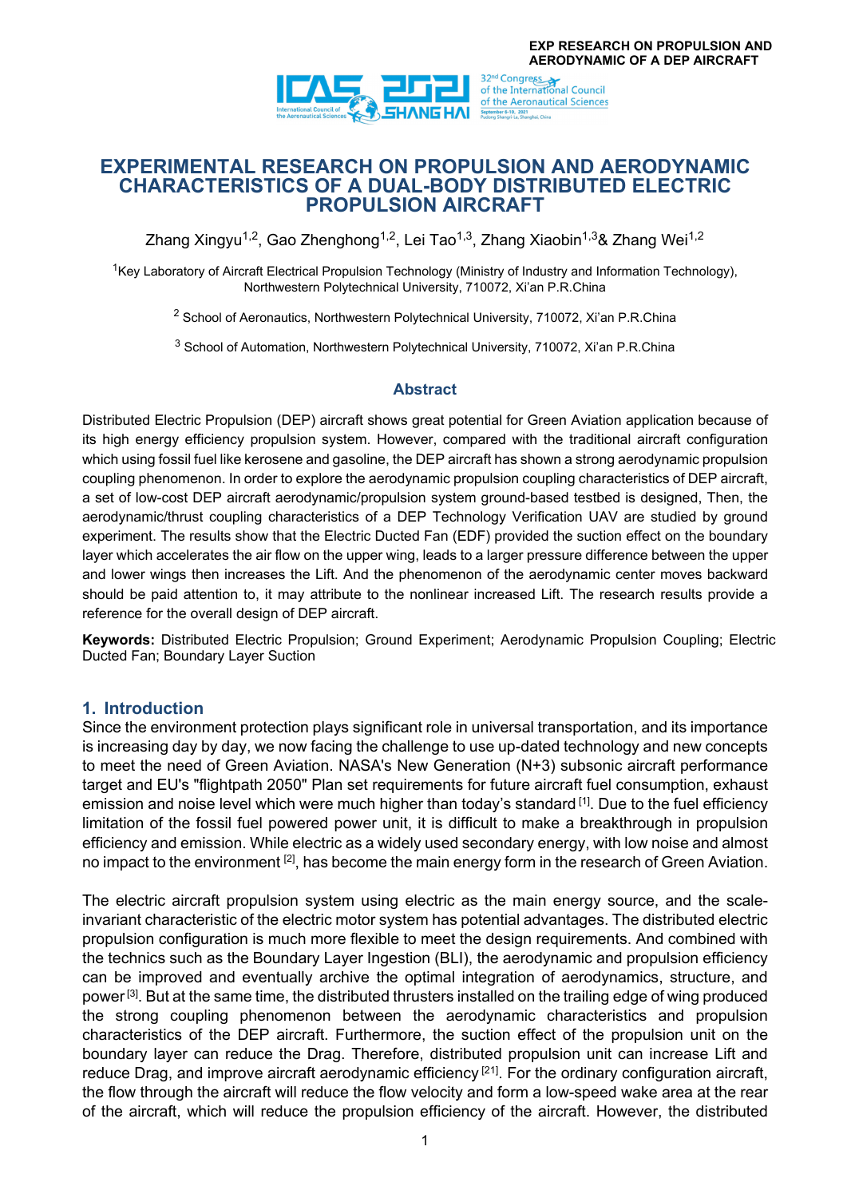# EXPERIMENTAL RESEARCH ON PROPULSION AND AERODYNAMIC CHARACTERISTICS OF A DUAL-BODY DISTRIBUTED ELECTRIC PROPULSION AIRCRAFT

Zhang Xingyu[1,2], Gao Zhenghong[1,2], Lei Tao[1,3], Zhang Xiaobin[1,3]& Zhang Wei[1,2]

[1]Key Laboratory of Aircraft Electrical Propulsion Technology (Ministry of Industry and Information Technology), Northwestern Polytechnical University, 710072, Xi'an P.R.China

[2] School of Aeronautics, Northwestern Polytechnical University, 710072, Xi'an P.R.China

[3] School of Automation, Northwestern Polytechnical University, 710072, Xi'an P.R.China

## Abstract

Distributed Electric Propulsion (DEP) aircraft shows great potential for Green Aviation application because of its high energy efficiency propulsion system. However, compared with the traditional aircraft configuration which using fossil fuel like kerosene and gasoline, the DEP aircraft has shown a strong aerodynamic propulsion coupling phenomenon. In order to explore the aerodynamic propulsion coupling characteristics of DEP aircraft, a set of low-cost DEP aircraft aerodynamic/propulsion system ground-based testbed is designed, Then, the aerodynamic/thrust coupling characteristics of a DEP Technology Verification UAV are studied by ground experiment. The results show that the Electric Ducted Fan (EDF) provided the suction effect on the boundary layer which accelerates the air flow on the upper wing, leads to a larger pressure difference between the upper and lower wings then increases the Lift. And the phenomenon of the aerodynamic center moves backward should be paid attention to, it may attribute to the nonlinear increased Lift. The research results provide a reference for the overall design of DEP aircraft.

**Keywords:** Distributed Electric Propulsion; Ground Experiment; Aerodynamic Propulsion Coupling; Electric Ducted Fan; Boundary Layer Suction

## 1. Introduction

Since the environment protection plays significant role in universal transportation, and its importance is increasing day by day, we now facing the challenge to use up-dated technology and new concepts to meet the need of Green Aviation. NASA's New Generation (N+3) subsonic aircraft performance target and EU's "flightpath 2050" Plan set requirements for future aircraft fuel consumption, exhaust emission and noise level which were much higher than today's standard [1]. Due to the fuel efficiency limitation of the fossil fuel powered power unit, it is difficult to make a breakthrough in propulsion efficiency and emission. While electric as a widely used secondary energy, with low noise and almost no impact to the environment [2], has become the main energy form in the research of Green Aviation.

The electric aircraft propulsion system using electric as the main energy source, and the scale-invariant characteristic of the electric motor system has potential advantages. The distributed electric propulsion configuration is much more flexible to meet the design requirements. And combined with the technics such as the Boundary Layer Ingestion (BLI), the aerodynamic and propulsion efficiency can be improved and eventually archive the optimal integration of aerodynamics, structure, and power [3]. But at the same time, the distributed thrusters installed on the trailing edge of wing produced the strong coupling phenomenon between the aerodynamic characteristics and propulsion characteristics of the DEP aircraft. Furthermore, the suction effect of the propulsion unit on the boundary layer can reduce the Drag. Therefore, distributed propulsion unit can increase Lift and reduce Drag, and improve aircraft aerodynamic efficiency [21]. For the ordinary configuration aircraft, the flow through the aircraft will reduce the flow velocity and form a low-speed wake area at the rear of the aircraft, which will reduce the propulsion efficiency of the aircraft. However, the distributed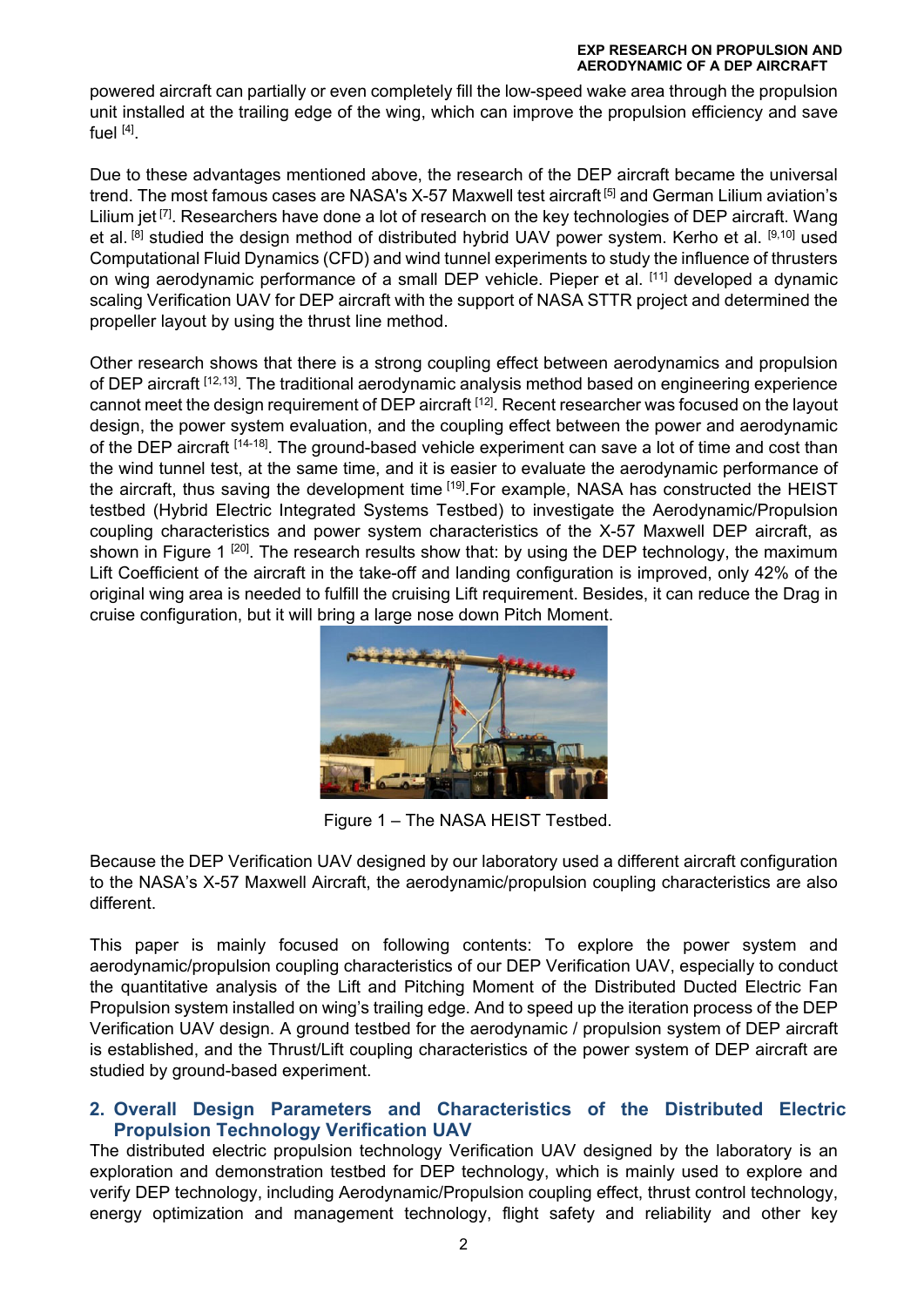powered aircraft can partially or even completely fill the low-speed wake area through the propulsion unit installed at the trailing edge of the wing, which can improve the propulsion efficiency and save fuel [4].

Due to these advantages mentioned above, the research of the DEP aircraft became the universal trend. The most famous cases are NASA's X-57 Maxwell test aircraft [5] and German Lilium aviation's Lilium jet [7]. Researchers have done a lot of research on the key technologies of DEP aircraft. Wang et al. [8] studied the design method of distributed hybrid UAV power system. Kerho et al. [9,10] used Computational Fluid Dynamics (CFD) and wind tunnel experiments to study the influence of thrusters on wing aerodynamic performance of a small DEP vehicle. Pieper et al. [11] developed a dynamic scaling Verification UAV for DEP aircraft with the support of NASA STTR project and determined the propeller layout by using the thrust line method.

Other research shows that there is a strong coupling effect between aerodynamics and propulsion of DEP aircraft [12,13]. The traditional aerodynamic analysis method based on engineering experience cannot meet the design requirement of DEP aircraft [12]. Recent researcher was focused on the layout design, the power system evaluation, and the coupling effect between the power and aerodynamic of the DEP aircraft [14-18]. The ground-based vehicle experiment can save a lot of time and cost than the wind tunnel test, at the same time, and it is easier to evaluate the aerodynamic performance of the aircraft, thus saving the development time [19].For example, NASA has constructed the HEIST testbed (Hybrid Electric Integrated Systems Testbed) to investigate the Aerodynamic/Propulsion coupling characteristics and power system characteristics of the X-57 Maxwell DEP aircraft, as shown in Figure 1 [20]. The research results show that: by using the DEP technology, the maximum Lift Coefficient of the aircraft in the take-off and landing configuration is improved, only 42% of the original wing area is needed to fulfill the cruising Lift requirement. Besides, it can reduce the Drag in cruise configuration, but it will bring a large nose down Pitch Moment.

Figure 1 – The NASA HEIST Testbed.

Because the DEP Verification UAV designed by our laboratory used a different aircraft configuration to the NASA's X-57 Maxwell Aircraft, the aerodynamic/propulsion coupling characteristics are also different.

This paper is mainly focused on following contents: To explore the power system and aerodynamic/propulsion coupling characteristics of our DEP Verification UAV, especially to conduct the quantitative analysis of the Lift and Pitching Moment of the Distributed Ducted Electric Fan Propulsion system installed on wing's trailing edge. And to speed up the iteration process of the DEP Verification UAV design. A ground testbed for the aerodynamic / propulsion system of DEP aircraft is established, and the Thrust/Lift coupling characteristics of the power system of DEP aircraft are studied by ground-based experiment.

## 2. Overall Design Parameters and Characteristics of the Distributed Electric Propulsion Technology Verification UAV

The distributed electric propulsion technology Verification UAV designed by the laboratory is an exploration and demonstration testbed for DEP technology, which is mainly used to explore and verify DEP technology, including Aerodynamic/Propulsion coupling effect, thrust control technology, energy optimization and management technology, flight safety and reliability and other key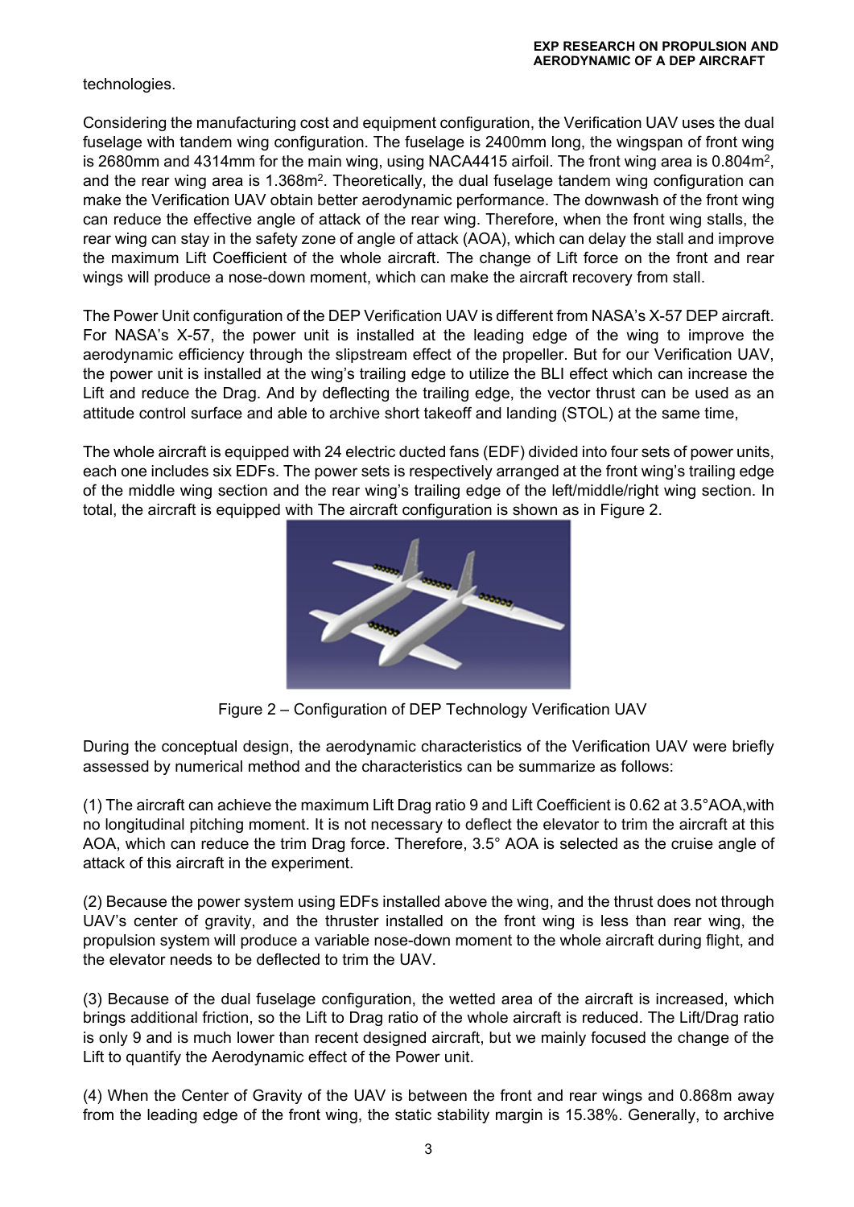technologies.

Considering the manufacturing cost and equipment configuration, the Verification UAV uses the dual fuselage with tandem wing configuration. The fuselage is 2400mm long, the wingspan of front wing is 2680mm and 4314mm for the main wing, using NACA4415 airfoil. The front wing area is 0.804m$^2$, and the rear wing area is 1.368m$^2$. Theoretically, the dual fuselage tandem wing configuration can make the Verification UAV obtain better aerodynamic performance. The downwash of the front wing can reduce the effective angle of attack of the rear wing. Therefore, when the front wing stalls, the rear wing can stay in the safety zone of angle of attack (AOA), which can delay the stall and improve the maximum Lift Coefficient of the whole aircraft. The change of Lift force on the front and rear wings will produce a nose-down moment, which can make the aircraft recovery from stall.

The Power Unit configuration of the DEP Verification UAV is different from NASA's X-57 DEP aircraft. For NASA's X-57, the power unit is installed at the leading edge of the wing to improve the aerodynamic efficiency through the slipstream effect of the propeller. But for our Verification UAV, the power unit is installed at the wing's trailing edge to utilize the BLI effect which can increase the Lift and reduce the Drag. And by deflecting the trailing edge, the vector thrust can be used as an attitude control surface and able to archive short takeoff and landing (STOL) at the same time,

The whole aircraft is equipped with 24 electric ducted fans (EDF) divided into four sets of power units, each one includes six EDFs. The power sets is respectively arranged at the front wing's trailing edge of the middle wing section and the rear wing's trailing edge of the left/middle/right wing section. In total, the aircraft is equipped with The aircraft configuration is shown as in Figure 2.

Figure 2 – Configuration of DEP Technology Verification UAV

During the conceptual design, the aerodynamic characteristics of the Verification UAV were briefly assessed by numerical method and the characteristics can be summarize as follows:

(1) The aircraft can achieve the maximum Lift Drag ratio 9 and Lift Coefficient is 0.62 at 3.5°AOA,with no longitudinal pitching moment. It is not necessary to deflect the elevator to trim the aircraft at this AOA, which can reduce the trim Drag force. Therefore, 3.5° AOA is selected as the cruise angle of attack of this aircraft in the experiment.

(2) Because the power system using EDFs installed above the wing, and the thrust does not through UAV's center of gravity, and the thruster installed on the front wing is less than rear wing, the propulsion system will produce a variable nose-down moment to the whole aircraft during flight, and the elevator needs to be deflected to trim the UAV.

(3) Because of the dual fuselage configuration, the wetted area of the aircraft is increased, which brings additional friction, so the Lift to Drag ratio of the whole aircraft is reduced. The Lift/Drag ratio is only 9 and is much lower than recent designed aircraft, but we mainly focused the change of the Lift to quantify the Aerodynamic effect of the Power unit.

(4) When the Center of Gravity of the UAV is between the front and rear wings and 0.868m away from the leading edge of the front wing, the static stability margin is 15.38%. Generally, to archive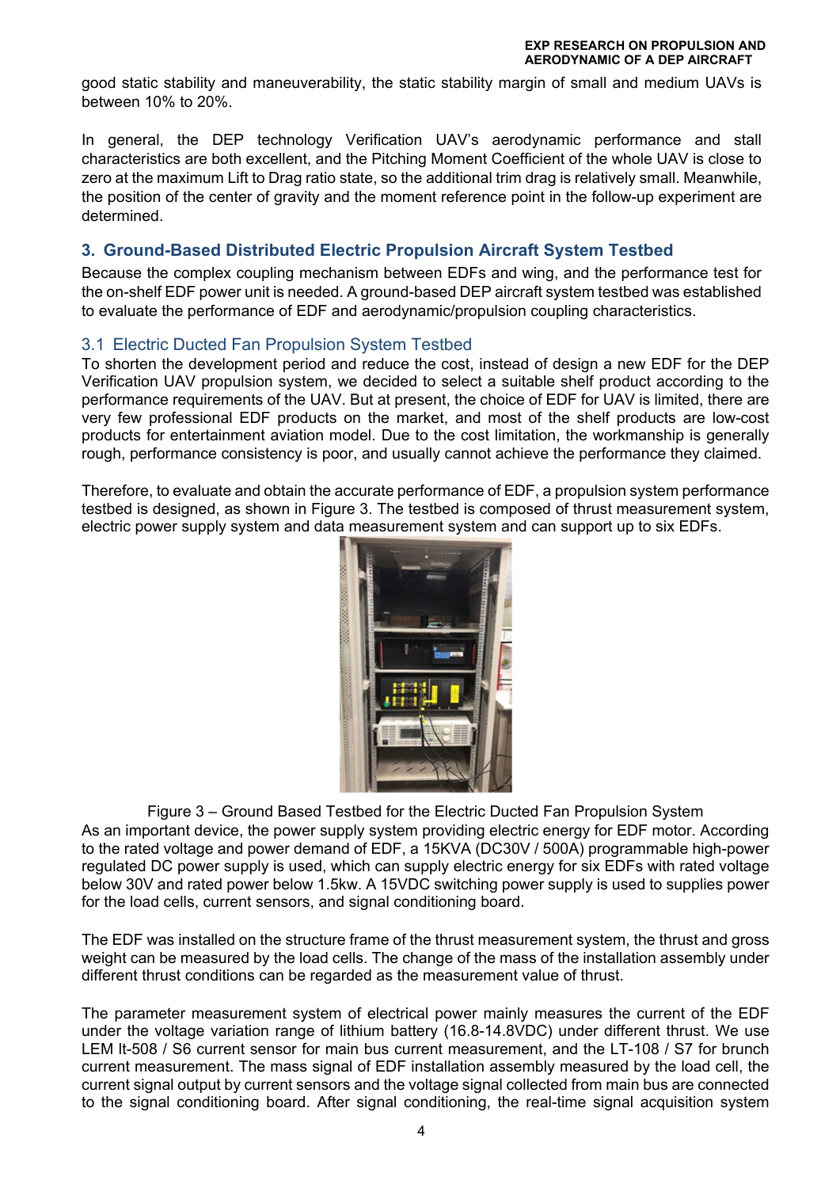good static stability and maneuverability, the static stability margin of small and medium UAVs is between 10% to 20%.

In general, the DEP technology Verification UAV's aerodynamic performance and stall characteristics are both excellent, and the Pitching Moment Coefficient of the whole UAV is close to zero at the maximum Lift to Drag ratio state, so the additional trim drag is relatively small. Meanwhile, the position of the center of gravity and the moment reference point in the follow-up experiment are determined.

## 3. Ground-Based Distributed Electric Propulsion Aircraft System Testbed

Because the complex coupling mechanism between EDFs and wing, and the performance test for the on-shelf EDF power unit is needed. A ground-based DEP aircraft system testbed was established to evaluate the performance of EDF and aerodynamic/propulsion coupling characteristics.

### 3.1 Electric Ducted Fan Propulsion System Testbed

To shorten the development period and reduce the cost, instead of design a new EDF for the DEP Verification UAV propulsion system, we decided to select a suitable shelf product according to the performance requirements of the UAV. But at present, the choice of EDF for UAV is limited, there are very few professional EDF products on the market, and most of the shelf products are low-cost products for entertainment aviation model. Due to the cost limitation, the workmanship is generally rough, performance consistency is poor, and usually cannot achieve the performance they claimed.

Therefore, to evaluate and obtain the accurate performance of EDF, a propulsion system performance testbed is designed, as shown in Figure 3. The testbed is composed of thrust measurement system, electric power supply system and data measurement system and can support up to six EDFs.

Figure 3 – Ground Based Testbed for the Electric Ducted Fan Propulsion System

As an important device, the power supply system providing electric energy for EDF motor. According to the rated voltage and power demand of EDF, a 15KVA (DC30V / 500A) programmable high-power regulated DC power supply is used, which can supply electric energy for six EDFs with rated voltage below 30V and rated power below 1.5kw. A 15VDC switching power supply is used to supplies power for the load cells, current sensors, and signal conditioning board.

The EDF was installed on the structure frame of the thrust measurement system, the thrust and gross weight can be measured by the load cells. The change of the mass of the installation assembly under different thrust conditions can be regarded as the measurement value of thrust.

The parameter measurement system of electrical power mainly measures the current of the EDF under the voltage variation range of lithium battery (16.8-14.8VDC) under different thrust. We use LEM lt-508 / S6 current sensor for main bus current measurement, and the LT-108 / S7 for brunch current measurement. The mass signal of EDF installation assembly measured by the load cell, the current signal output by current sensors and the voltage signal collected from main bus are connected to the signal conditioning board. After signal conditioning, the real-time signal acquisition system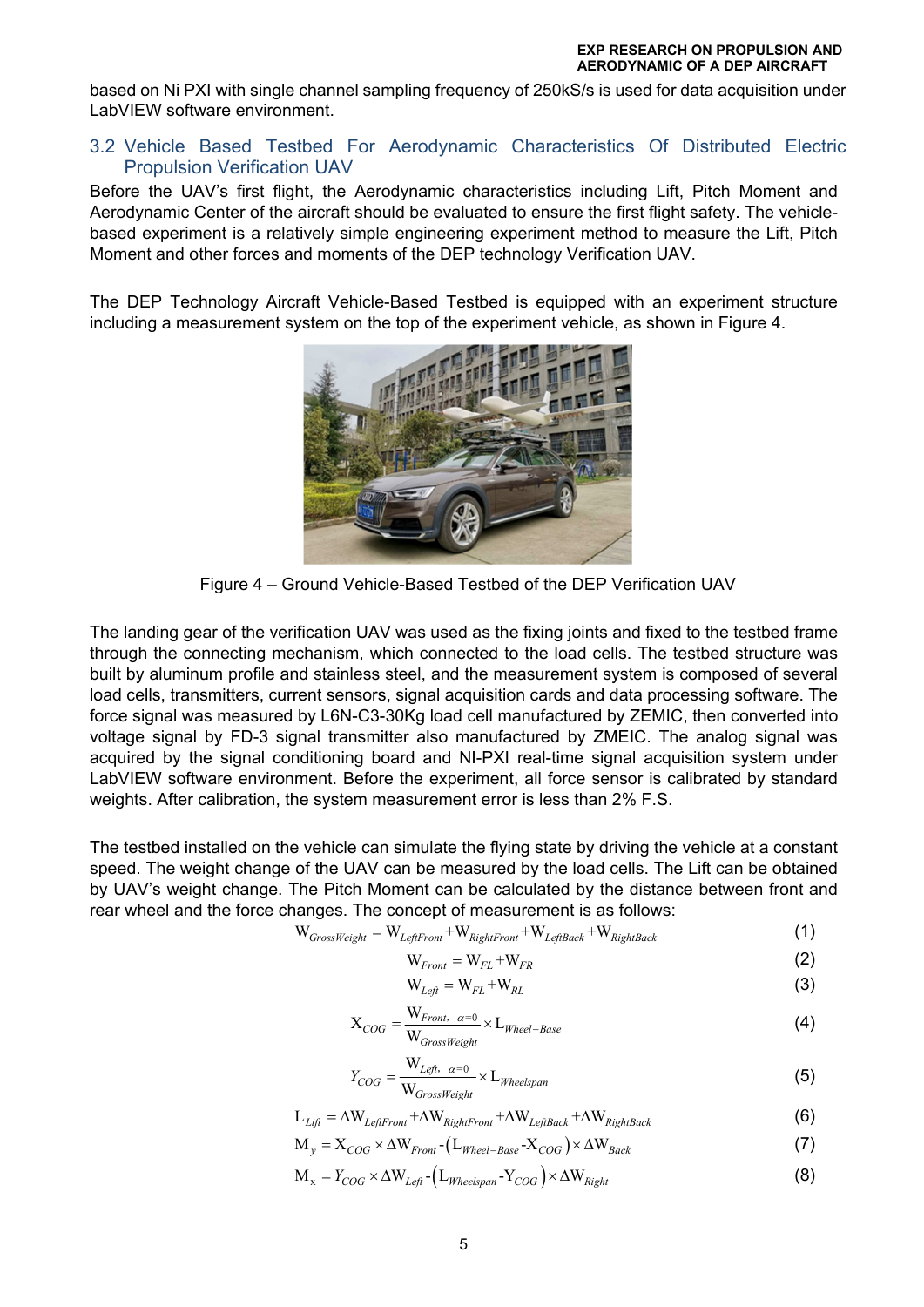based on Ni PXI with single channel sampling frequency of 250kS/s is used for data acquisition under LabVIEW software environment.

## 3.2 Vehicle Based Testbed For Aerodynamic Characteristics Of Distributed Electric Propulsion Verification UAV

Before the UAV's first flight, the Aerodynamic characteristics including Lift, Pitch Moment and Aerodynamic Center of the aircraft should be evaluated to ensure the first flight safety. The vehicle-based experiment is a relatively simple engineering experiment method to measure the Lift, Pitch Moment and other forces and moments of the DEP technology Verification UAV.

The DEP Technology Aircraft Vehicle-Based Testbed is equipped with an experiment structure including a measurement system on the top of the experiment vehicle, as shown in Figure 4.

Figure 4 – Ground Vehicle-Based Testbed of the DEP Verification UAV

The landing gear of the verification UAV was used as the fixing joints and fixed to the testbed frame through the connecting mechanism, which connected to the load cells. The testbed structure was built by aluminum profile and stainless steel, and the measurement system is composed of several load cells, transmitters, current sensors, signal acquisition cards and data processing software. The force signal was measured by L6N-C3-30Kg load cell manufactured by ZEMIC, then converted into voltage signal by FD-3 signal transmitter also manufactured by ZMEIC. The analog signal was acquired by the signal conditioning board and NI-PXI real-time signal acquisition system under LabVIEW software environment. Before the experiment, all force sensor is calibrated by standard weights. After calibration, the system measurement error is less than 2% F.S.

The testbed installed on the vehicle can simulate the flying state by driving the vehicle at a constant speed. The weight change of the UAV can be measured by the load cells. The Lift can be obtained by UAV's weight change. The Pitch Moment can be calculated by the distance between front and rear wheel and the force changes. The concept of measurement is as follows:

$$W_{GrossWeight} = W_{LeftFront} + W_{RightFront} + W_{LeftBack} + W_{RightBack} \tag{1}$$

$$W_{Front} = W_{FL} + W_{FR} \tag{2}$$

$$W_{Left} = W_{FL} + W_{RL} \tag{3}$$

$$X_{COG} = \frac{W_{Front,\ \alpha=0}}{W_{GrossWeight}} \times L_{Wheel-Base} \tag{4}$$

$$Y_{COG} = \frac{W_{Left,\ \alpha=0}}{W_{GrossWeight}} \times L_{Wheelspan} \tag{5}$$

$$L_{Lift} = \Delta W_{LeftFront} + \Delta W_{RightFront} + \Delta W_{LeftBack} + \Delta W_{RightBack} \tag{6}$$

$$M_y = X_{COG} \times \Delta W_{Front} - \left(L_{Wheel-Base} - X_{COG}\right) \times \Delta W_{Back} \tag{7}$$

$$M_x = Y_{COG} \times \Delta W_{Left} - \left(L_{Wheelspan} - Y_{COG}\right) \times \Delta W_{Right} \tag{8}$$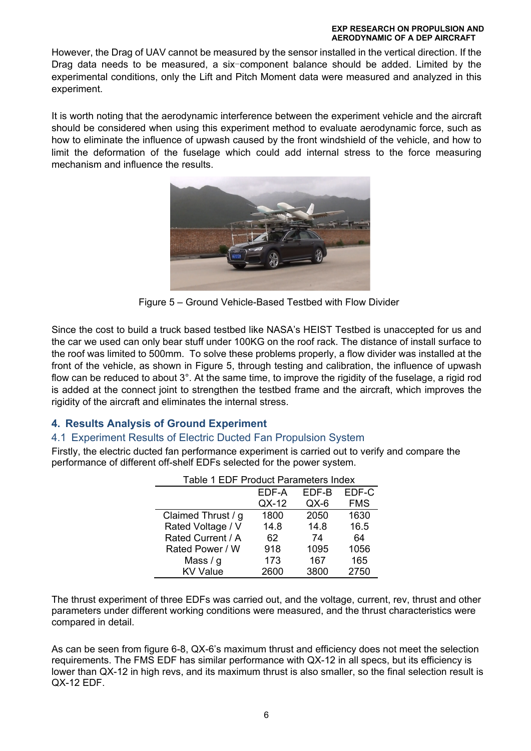However, the Drag of UAV cannot be measured by the sensor installed in the vertical direction. If the Drag data needs to be measured, a six-component balance should be added. Limited by the experimental conditions, only the Lift and Pitch Moment data were measured and analyzed in this experiment.

It is worth noting that the aerodynamic interference between the experiment vehicle and the aircraft should be considered when using this experiment method to evaluate aerodynamic force, such as how to eliminate the influence of upwash caused by the front windshield of the vehicle, and how to limit the deformation of the fuselage which could add internal stress to the force measuring mechanism and influence the results.

Figure 5 – Ground Vehicle-Based Testbed with Flow Divider

Since the cost to build a truck based testbed like NASA's HEIST Testbed is unaccepted for us and the car we used can only bear stuff under 100KG on the roof rack. The distance of install surface to the roof was limited to 500mm. To solve these problems properly, a flow divider was installed at the front of the vehicle, as shown in Figure 5, through testing and calibration, the influence of upwash flow can be reduced to about 3°. At the same time, to improve the rigidity of the fuselage, a rigid rod is added at the connect joint to strengthen the testbed frame and the aircraft, which improves the rigidity of the aircraft and eliminates the internal stress.

## 4. Results Analysis of Ground Experiment

### 4.1 Experiment Results of Electric Ducted Fan Propulsion System

Firstly, the electric ducted fan performance experiment is carried out to verify and compare the performance of different off-shelf EDFs selected for the power system.

Table 1 EDF Product Parameters Index

| | EDF-A QX-12 | EDF-B QX-6 | EDF-C FMS |
|---|---|---|---|
| Claimed Thrust / g | 1800 | 2050 | 1630 |
| Rated Voltage / V | 14.8 | 14.8 | 16.5 |
| Rated Current / A | 62 | 74 | 64 |
| Rated Power / W | 918 | 1095 | 1056 |
| Mass / g | 173 | 167 | 165 |
| KV Value | 2600 | 3800 | 2750 |

The thrust experiment of three EDFs was carried out, and the voltage, current, rev, thrust and other parameters under different working conditions were measured, and the thrust characteristics were compared in detail.

As can be seen from figure 6-8, QX-6's maximum thrust and efficiency does not meet the selection requirements. The FMS EDF has similar performance with QX-12 in all specs, but its efficiency is lower than QX-12 in high revs, and its maximum thrust is also smaller, so the final selection result is QX-12 EDF.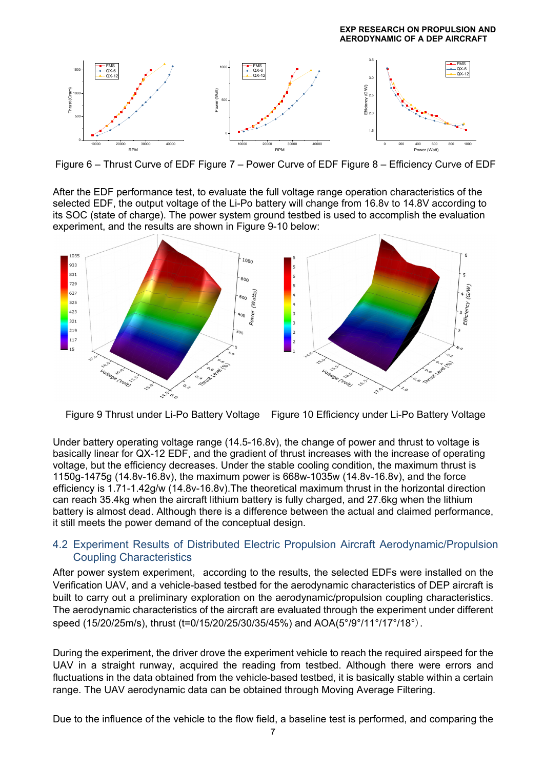Figure 6 – Thrust Curve of EDF Figure 7 – Power Curve of EDF Figure 8 – Efficiency Curve of EDF

After the EDF performance test, to evaluate the full voltage range operation characteristics of the selected EDF, the output voltage of the Li-Po battery will change from 16.8v to 14.8V according to its SOC (state of charge). The power system ground testbed is used to accomplish the evaluation experiment, and the results are shown in Figure 9-10 below:

Figure 9 Thrust under Li-Po Battery Voltage    Figure 10 Efficiency under Li-Po Battery Voltage

Under battery operating voltage range (14.5-16.8v), the change of power and thrust to voltage is basically linear for QX-12 EDF, and the gradient of thrust increases with the increase of operating voltage, but the efficiency decreases. Under the stable cooling condition, the maximum thrust is 1150g-1475g (14.8v-16.8v), the maximum power is 668w-1035w (14.8v-16.8v), and the force efficiency is 1.71-1.42g/w (14.8v-16.8v).The theoretical maximum thrust in the horizontal direction can reach 35.4kg when the aircraft lithium battery is fully charged, and 27.6kg when the lithium battery is almost dead. Although there is a difference between the actual and claimed performance, it still meets the power demand of the conceptual design.

## 4.2 Experiment Results of Distributed Electric Propulsion Aircraft Aerodynamic/Propulsion Coupling Characteristics

After power system experiment, according to the results, the selected EDFs were installed on the Verification UAV, and a vehicle-based testbed for the aerodynamic characteristics of DEP aircraft is built to carry out a preliminary exploration on the aerodynamic/propulsion coupling characteristics. The aerodynamic characteristics of the aircraft are evaluated through the experiment under different speed (15/20/25m/s), thrust (t=0/15/20/25/30/35/45%) and AOA(5°/9°/11°/17°/18°）.

During the experiment, the driver drove the experiment vehicle to reach the required airspeed for the UAV in a straight runway, acquired the reading from testbed. Although there were errors and fluctuations in the data obtained from the vehicle-based testbed, it is basically stable within a certain range. The UAV aerodynamic data can be obtained through Moving Average Filtering.

Due to the influence of the vehicle to the flow field, a baseline test is performed, and comparing the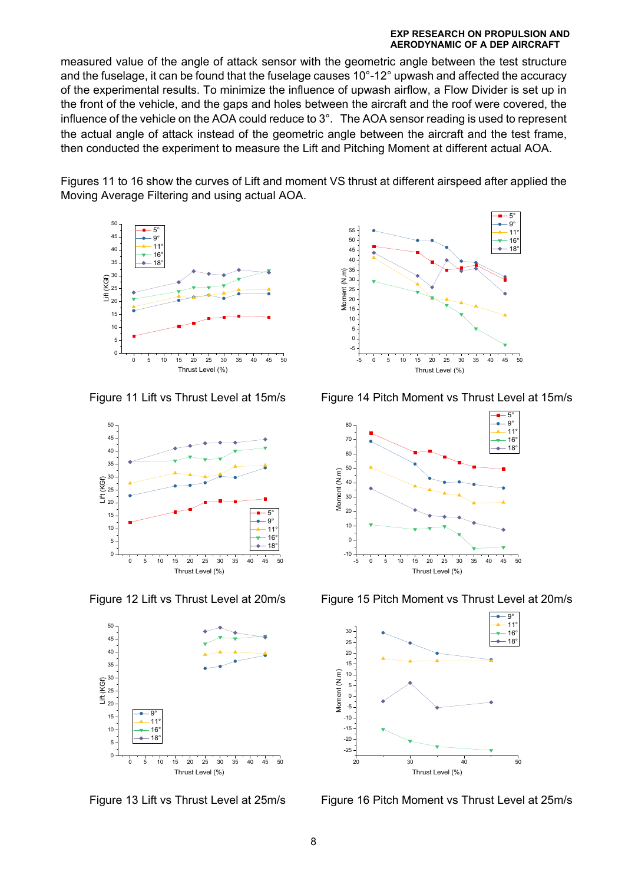measured value of the angle of attack sensor with the geometric angle between the test structure and the fuselage, it can be found that the fuselage causes 10°-12° upwash and affected the accuracy of the experimental results. To minimize the influence of upwash airflow, a Flow Divider is set up in the front of the vehicle, and the gaps and holes between the aircraft and the roof were covered, the influence of the vehicle on the AOA could reduce to 3°. The AOA sensor reading is used to represent the actual angle of attack instead of the geometric angle between the aircraft and the test frame, then conducted the experiment to measure the Lift and Pitching Moment at different actual AOA.

Figures 11 to 16 show the curves of Lift and moment VS thrust at different airspeed after applied the Moving Average Filtering and using actual AOA.

Figure 11 Lift vs Thrust Level at 15m/s

Figure 14 Pitch Moment vs Thrust Level at 15m/s

Figure 12 Lift vs Thrust Level at 20m/s

Figure 15 Pitch Moment vs Thrust Level at 20m/s

Figure 13 Lift vs Thrust Level at 25m/s

Figure 16 Pitch Moment vs Thrust Level at 25m/s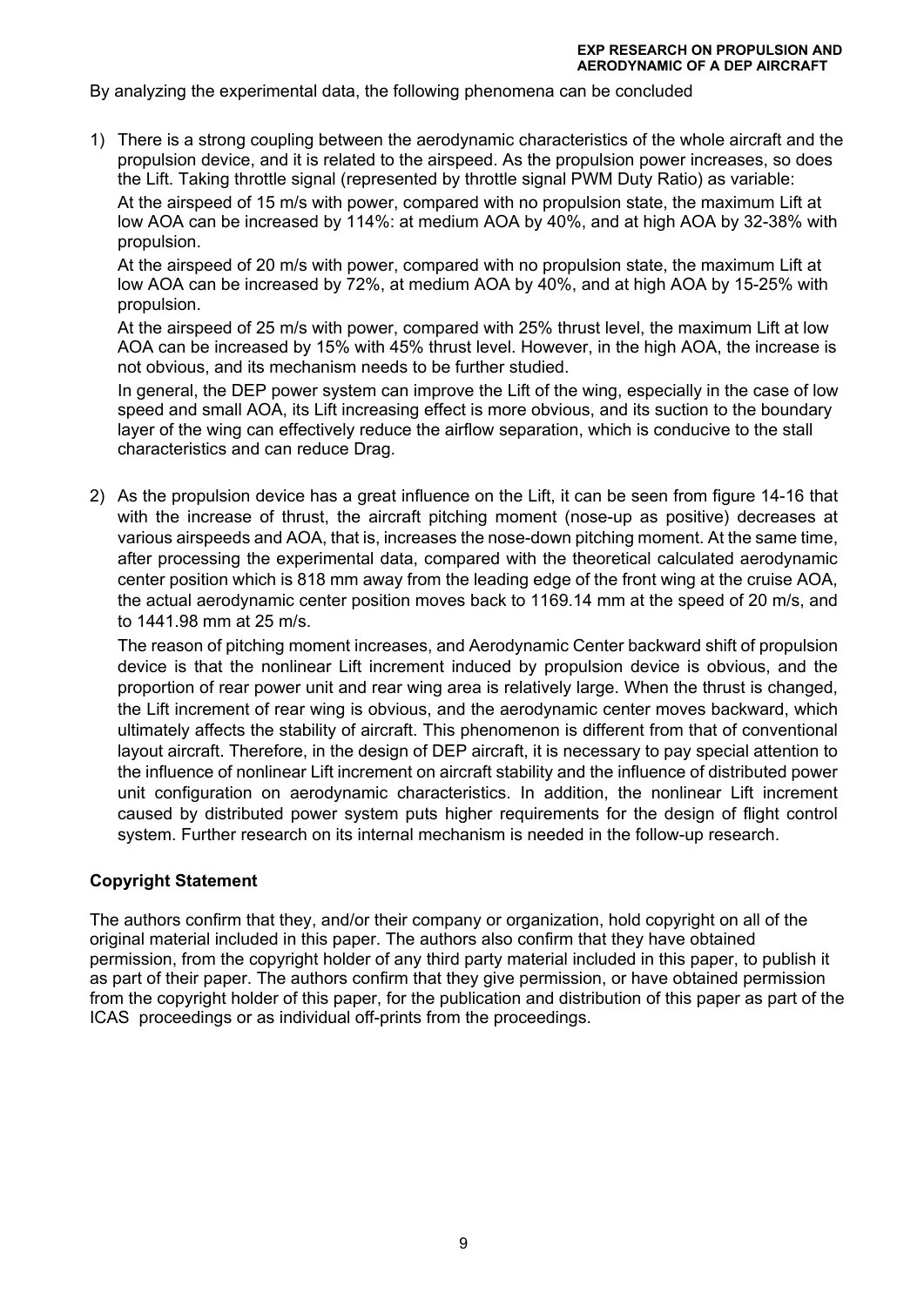By analyzing the experimental data, the following phenomena can be concluded

1) There is a strong coupling between the aerodynamic characteristics of the whole aircraft and the propulsion device, and it is related to the airspeed. As the propulsion power increases, so does the Lift. Taking throttle signal (represented by throttle signal PWM Duty Ratio) as variable:

   At the airspeed of 15 m/s with power, compared with no propulsion state, the maximum Lift at low AOA can be increased by 114%: at medium AOA by 40%, and at high AOA by 32-38% with propulsion.

   At the airspeed of 20 m/s with power, compared with no propulsion state, the maximum Lift at low AOA can be increased by 72%, at medium AOA by 40%, and at high AOA by 15-25% with propulsion.

   At the airspeed of 25 m/s with power, compared with 25% thrust level, the maximum Lift at low AOA can be increased by 15% with 45% thrust level. However, in the high AOA, the increase is not obvious, and its mechanism needs to be further studied.

   In general, the DEP power system can improve the Lift of the wing, especially in the case of low speed and small AOA, its Lift increasing effect is more obvious, and its suction to the boundary layer of the wing can effectively reduce the airflow separation, which is conducive to the stall characteristics and can reduce Drag.

2) As the propulsion device has a great influence on the Lift, it can be seen from figure 14-16 that with the increase of thrust, the aircraft pitching moment (nose-up as positive) decreases at various airspeeds and AOA, that is, increases the nose-down pitching moment. At the same time, after processing the experimental data, compared with the theoretical calculated aerodynamic center position which is 818 mm away from the leading edge of the front wing at the cruise AOA, the actual aerodynamic center position moves back to 1169.14 mm at the speed of 20 m/s, and to 1441.98 mm at 25 m/s.

   The reason of pitching moment increases, and Aerodynamic Center backward shift of propulsion device is that the nonlinear Lift increment induced by propulsion device is obvious, and the proportion of rear power unit and rear wing area is relatively large. When the thrust is changed, the Lift increment of rear wing is obvious, and the aerodynamic center moves backward, which ultimately affects the stability of aircraft. This phenomenon is different from that of conventional layout aircraft. Therefore, in the design of DEP aircraft, it is necessary to pay special attention to the influence of nonlinear Lift increment on aircraft stability and the influence of distributed power unit configuration on aerodynamic characteristics. In addition, the nonlinear Lift increment caused by distributed power system puts higher requirements for the design of flight control system. Further research on its internal mechanism is needed in the follow-up research.

**Copyright Statement**

The authors confirm that they, and/or their company or organization, hold copyright on all of the original material included in this paper. The authors also confirm that they have obtained permission, from the copyright holder of any third party material included in this paper, to publish it as part of their paper. The authors confirm that they give permission, or have obtained permission from the copyright holder of this paper, for the publication and distribution of this paper as part of the ICAS proceedings or as individual off-prints from the proceedings.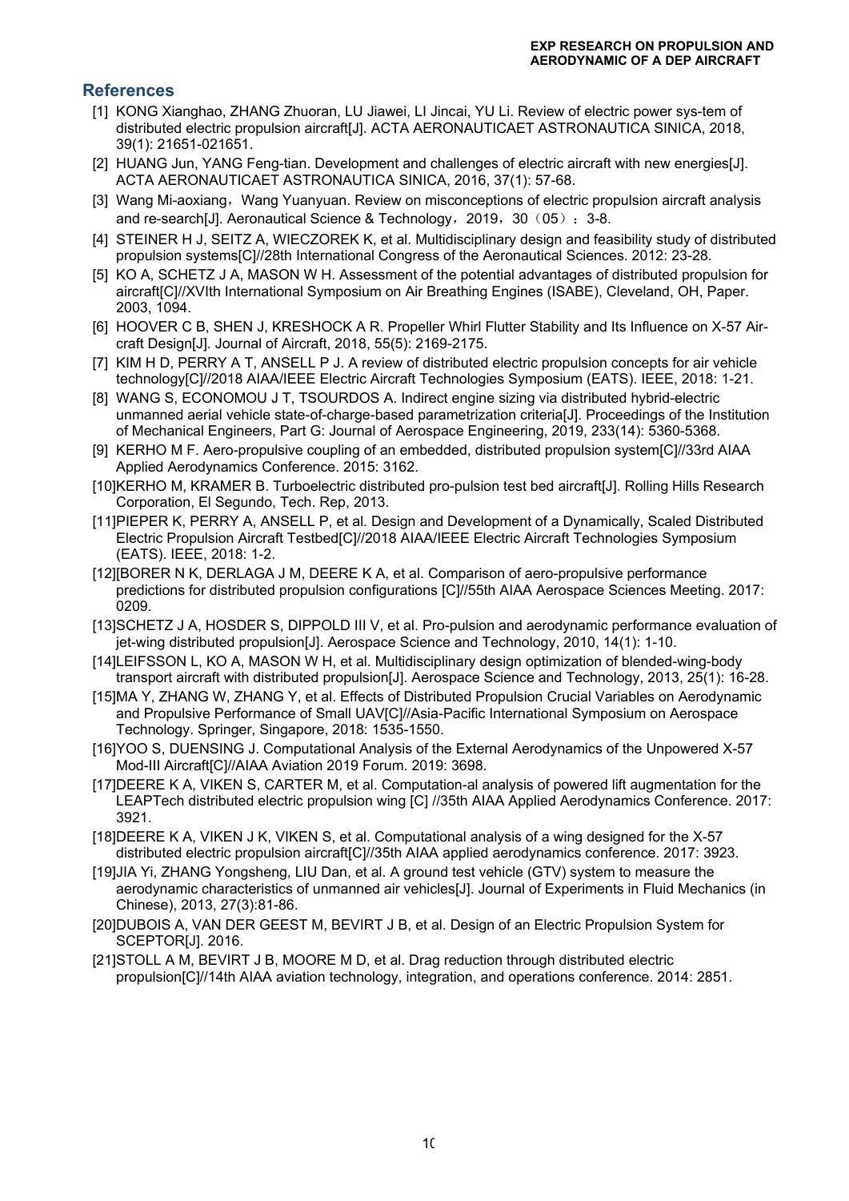## References

[1] KONG Xianghao, ZHANG Zhuoran, LU Jiawei, LI Jincai, YU Li. Review of electric power sys-tem of distributed electric propulsion aircraft[J]. ACTA AERONAUTICAET ASTRONAUTICA SINICA, 2018, 39(1): 21651-021651.

[2] HUANG Jun, YANG Feng-tian. Development and challenges of electric aircraft with new energies[J]. ACTA AERONAUTICAET ASTRONAUTICA SINICA, 2016, 37(1): 57-68.

[3] Wang Mi-aoxiang，Wang Yuanyuan. Review on misconceptions of electric propulsion aircraft analysis and re-search[J]. Aeronautical Science & Technology，2019，30（05）：3-8.

[4] STEINER H J, SEITZ A, WIECZOREK K, et al. Multidisciplinary design and feasibility study of distributed propulsion systems[C]//28th International Congress of the Aeronautical Sciences. 2012: 23-28.

[5] KO A, SCHETZ J A, MASON W H. Assessment of the potential advantages of distributed propulsion for aircraft[C]//XVIth International Symposium on Air Breathing Engines (ISABE), Cleveland, OH, Paper. 2003, 1094.

[6] HOOVER C B, SHEN J, KRESHOCK A R. Propeller Whirl Flutter Stability and Its Influence on X-57 Air-craft Design[J]. Journal of Aircraft, 2018, 55(5): 2169-2175.

[7] KIM H D, PERRY A T, ANSELL P J. A review of distributed electric propulsion concepts for air vehicle technology[C]//2018 AIAA/IEEE Electric Aircraft Technologies Symposium (EATS). IEEE, 2018: 1-21.

[8] WANG S, ECONOMOU J T, TSOURDOS A. Indirect engine sizing via distributed hybrid-electric unmanned aerial vehicle state-of-charge-based parametrization criteria[J]. Proceedings of the Institution of Mechanical Engineers, Part G: Journal of Aerospace Engineering, 2019, 233(14): 5360-5368.

[9] KERHO M F. Aero-propulsive coupling of an embedded, distributed propulsion system[C]//33rd AIAA Applied Aerodynamics Conference. 2015: 3162.

[10] KERHO M, KRAMER B. Turboelectric distributed pro-pulsion test bed aircraft[J]. Rolling Hills Research Corporation, El Segundo, Tech. Rep, 2013.

[11] PIEPER K, PERRY A, ANSELL P, et al. Design and Development of a Dynamically, Scaled Distributed Electric Propulsion Aircraft Testbed[C]//2018 AIAA/IEEE Electric Aircraft Technologies Symposium (EATS). IEEE, 2018: 1-2.

[12] [BORER N K, DERLAGA J M, DEERE K A, et al. Comparison of aero-propulsive performance predictions for distributed propulsion configurations [C]//55th AIAA Aerospace Sciences Meeting. 2017: 0209.

[13] SCHETZ J A, HOSDER S, DIPPOLD III V, et al. Pro-pulsion and aerodynamic performance evaluation of jet-wing distributed propulsion[J]. Aerospace Science and Technology, 2010, 14(1): 1-10.

[14] LEIFSSON L, KO A, MASON W H, et al. Multidisciplinary design optimization of blended-wing-body transport aircraft with distributed propulsion[J]. Aerospace Science and Technology, 2013, 25(1): 16-28.

[15] MA Y, ZHANG W, ZHANG Y, et al. Effects of Distributed Propulsion Crucial Variables on Aerodynamic and Propulsive Performance of Small UAV[C]//Asia-Pacific International Symposium on Aerospace Technology. Springer, Singapore, 2018: 1535-1550.

[16] YOO S, DUENSING J. Computational Analysis of the External Aerodynamics of the Unpowered X-57 Mod-III Aircraft[C]//AIAA Aviation 2019 Forum. 2019: 3698.

[17] DEERE K A, VIKEN S, CARTER M, et al. Computation-al analysis of powered lift augmentation for the LEAPTech distributed electric propulsion wing [C] //35th AIAA Applied Aerodynamics Conference. 2017: 3921.

[18] DEERE K A, VIKEN J K, VIKEN S, et al. Computational analysis of a wing designed for the X-57 distributed electric propulsion aircraft[C]//35th AIAA applied aerodynamics conference. 2017: 3923.

[19] JIA Yi, ZHANG Yongsheng, LIU Dan, et al. A ground test vehicle (GTV) system to measure the aerodynamic characteristics of unmanned air vehicles[J]. Journal of Experiments in Fluid Mechanics (in Chinese), 2013, 27(3):81-86.

[20] DUBOIS A, VAN DER GEEST M, BEVIRT J B, et al. Design of an Electric Propulsion System for SCEPTOR[J]. 2016.

[21] STOLL A M, BEVIRT J B, MOORE M D, et al. Drag reduction through distributed electric propulsion[C]//14th AIAA aviation technology, integration, and operations conference. 2014: 2851.